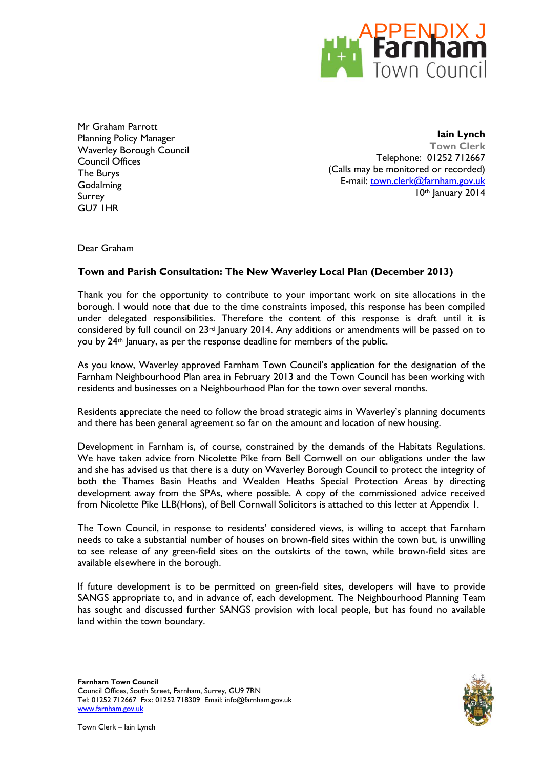APPENDIX J

Farnham Town Council

Mr Graham Parrott
Planning Policy Manager
Waverley Borough Council
Council Offices
The Burys
Godalming
Surrey
GU7 1HR

**Iain Lynch**
**Town Clerk**
Telephone: 01252 712667
(Calls may be monitored or recorded)
E-mail: town.clerk@farnham.gov.uk
10th January 2014

Dear Graham

**Town and Parish Consultation: The New Waverley Local Plan (December 2013)**

Thank you for the opportunity to contribute to your important work on site allocations in the borough. I would note that due to the time constraints imposed, this response has been compiled under delegated responsibilities. Therefore the content of this response is draft until it is considered by full council on 23rd January 2014. Any additions or amendments will be passed on to you by 24th January, as per the response deadline for members of the public.

As you know, Waverley approved Farnham Town Council's application for the designation of the Farnham Neighbourhood Plan area in February 2013 and the Town Council has been working with residents and businesses on a Neighbourhood Plan for the town over several months.

Residents appreciate the need to follow the broad strategic aims in Waverley's planning documents and there has been general agreement so far on the amount and location of new housing.

Development in Farnham is, of course, constrained by the demands of the Habitats Regulations. We have taken advice from Nicolette Pike from Bell Cornwell on our obligations under the law and she has advised us that there is a duty on Waverley Borough Council to protect the integrity of both the Thames Basin Heaths and Wealden Heaths Special Protection Areas by directing development away from the SPAs, where possible. A copy of the commissioned advice received from Nicolette Pike LLB(Hons), of Bell Cornwall Solicitors is attached to this letter at Appendix 1.

The Town Council, in response to residents' considered views, is willing to accept that Farnham needs to take a substantial number of houses on brown-field sites within the town but, is unwilling to see release of any green-field sites on the outskirts of the town, while brown-field sites are available elsewhere in the borough.

If future development is to be permitted on green-field sites, developers will have to provide SANGS appropriate to, and in advance of, each development. The Neighbourhood Planning Team has sought and discussed further SANGS provision with local people, but has found no available land within the town boundary.

**Farnham Town Council**
Council Offices, South Street, Farnham, Surrey, GU9 7RN
Tel: 01252 712667 Fax: 01252 718309 Email: info@farnham.gov.uk
www.farnham.gov.uk

Town Clerk – Iain Lynch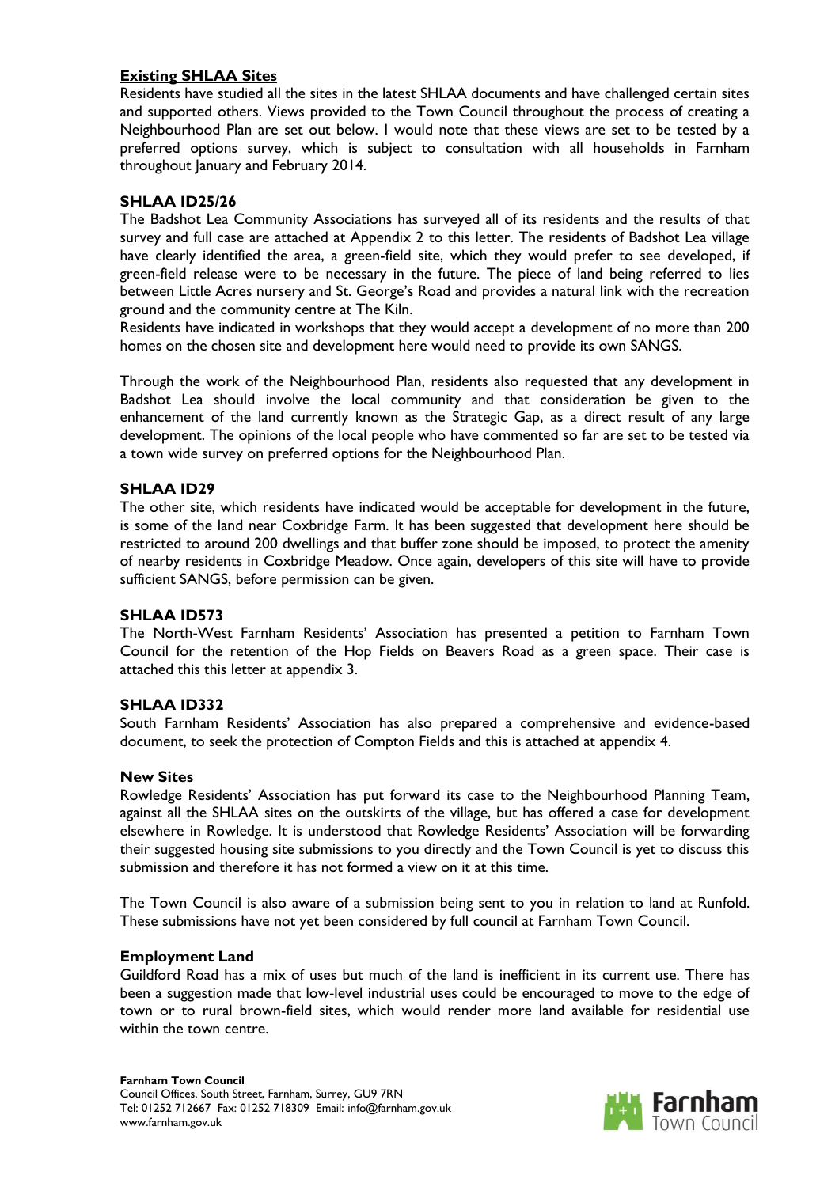## Existing SHLAA Sites

Residents have studied all the sites in the latest SHLAA documents and have challenged certain sites and supported others. Views provided to the Town Council throughout the process of creating a Neighbourhood Plan are set out below. I would note that these views are set to be tested by a preferred options survey, which is subject to consultation with all households in Farnham throughout January and February 2014.

### SHLAA ID25/26

The Badshot Lea Community Associations has surveyed all of its residents and the results of that survey and full case are attached at Appendix 2 to this letter. The residents of Badshot Lea village have clearly identified the area, a green-field site, which they would prefer to see developed, if green-field release were to be necessary in the future. The piece of land being referred to lies between Little Acres nursery and St. George's Road and provides a natural link with the recreation ground and the community centre at The Kiln.

Residents have indicated in workshops that they would accept a development of no more than 200 homes on the chosen site and development here would need to provide its own SANGS.

Through the work of the Neighbourhood Plan, residents also requested that any development in Badshot Lea should involve the local community and that consideration be given to the enhancement of the land currently known as the Strategic Gap, as a direct result of any large development. The opinions of the local people who have commented so far are set to be tested via a town wide survey on preferred options for the Neighbourhood Plan.

### SHLAA ID29

The other site, which residents have indicated would be acceptable for development in the future, is some of the land near Coxbridge Farm. It has been suggested that development here should be restricted to around 200 dwellings and that buffer zone should be imposed, to protect the amenity of nearby residents in Coxbridge Meadow. Once again, developers of this site will have to provide sufficient SANGS, before permission can be given.

### SHLAA ID573

The North-West Farnham Residents' Association has presented a petition to Farnham Town Council for the retention of the Hop Fields on Beavers Road as a green space. Their case is attached this this letter at appendix 3.

### SHLAA ID332

South Farnham Residents' Association has also prepared a comprehensive and evidence-based document, to seek the protection of Compton Fields and this is attached at appendix 4.

### New Sites

Rowledge Residents' Association has put forward its case to the Neighbourhood Planning Team, against all the SHLAA sites on the outskirts of the village, but has offered a case for development elsewhere in Rowledge. It is understood that Rowledge Residents' Association will be forwarding their suggested housing site submissions to you directly and the Town Council is yet to discuss this submission and therefore it has not formed a view on it at this time.

The Town Council is also aware of a submission being sent to you in relation to land at Runfold. These submissions have not yet been considered by full council at Farnham Town Council.

### Employment Land

Guildford Road has a mix of uses but much of the land is inefficient in its current use. There has been a suggestion made that low-level industrial uses could be encouraged to move to the edge of town or to rural brown-field sites, which would render more land available for residential use within the town centre.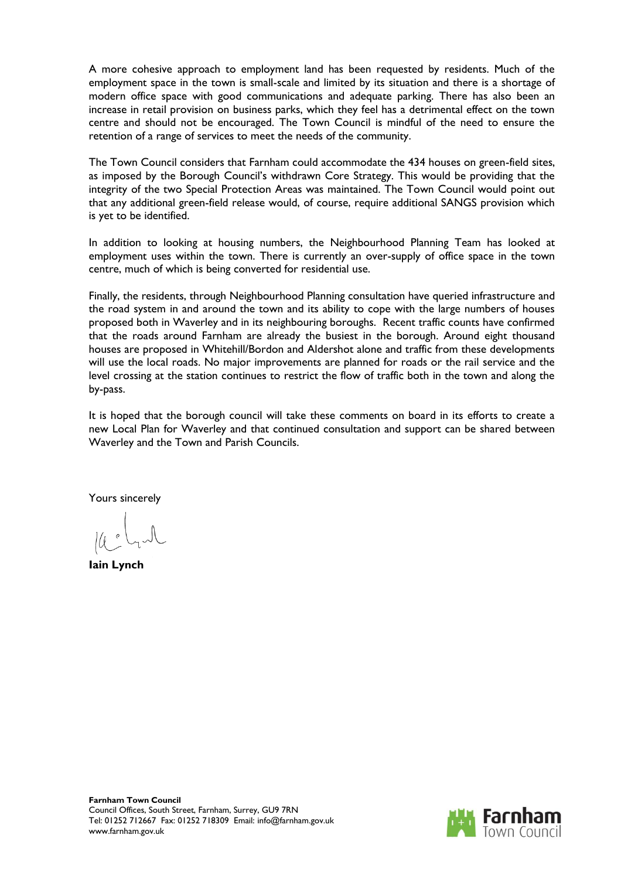A more cohesive approach to employment land has been requested by residents. Much of the employment space in the town is small-scale and limited by its situation and there is a shortage of modern office space with good communications and adequate parking. There has also been an increase in retail provision on business parks, which they feel has a detrimental effect on the town centre and should not be encouraged. The Town Council is mindful of the need to ensure the retention of a range of services to meet the needs of the community.

The Town Council considers that Farnham could accommodate the 434 houses on green-field sites, as imposed by the Borough Council's withdrawn Core Strategy. This would be providing that the integrity of the two Special Protection Areas was maintained. The Town Council would point out that any additional green-field release would, of course, require additional SANGS provision which is yet to be identified.

In addition to looking at housing numbers, the Neighbourhood Planning Team has looked at employment uses within the town. There is currently an over-supply of office space in the town centre, much of which is being converted for residential use.

Finally, the residents, through Neighbourhood Planning consultation have queried infrastructure and the road system in and around the town and its ability to cope with the large numbers of houses proposed both in Waverley and in its neighbouring boroughs. Recent traffic counts have confirmed that the roads around Farnham are already the busiest in the borough. Around eight thousand houses are proposed in Whitehill/Bordon and Aldershot alone and traffic from these developments will use the local roads. No major improvements are planned for roads or the rail service and the level crossing at the station continues to restrict the flow of traffic both in the town and along the by-pass.

It is hoped that the borough council will take these comments on board in its efforts to create a new Local Plan for Waverley and that continued consultation and support can be shared between Waverley and the Town and Parish Councils.

Yours sincerely

**Iain Lynch**

**Farnham Town Council**
Council Offices, South Street, Farnham, Surrey, GU9 7RN
Tel: 01252 712667 Fax: 01252 718309 Email: info@farnham.gov.uk
www.farnham.gov.uk

Farnham Town Council